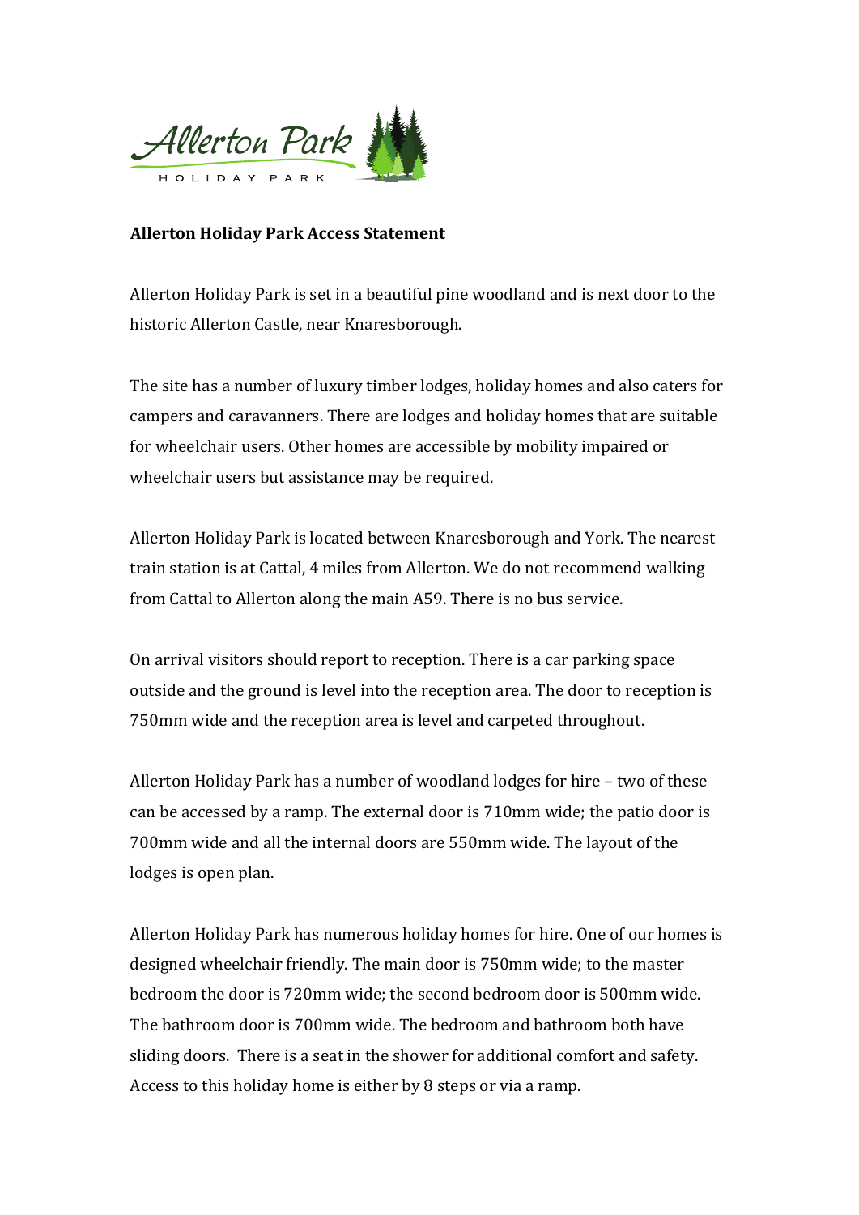**Allerton Holiday Park Access Statement**

Allerton Holiday Park is set in a beautiful pine woodland and is next door to the historic Allerton Castle, near Knaresborough.

The site has a number of luxury timber lodges, holiday homes and also caters for campers and caravanners. There are lodges and holiday homes that are suitable for wheelchair users. Other homes are accessible by mobility impaired or wheelchair users but assistance may be required.

Allerton Holiday Park is located between Knaresborough and York. The nearest train station is at Cattal, 4 miles from Allerton. We do not recommend walking from Cattal to Allerton along the main A59. There is no bus service.

On arrival visitors should report to reception. There is a car parking space outside and the ground is level into the reception area. The door to reception is 750mm wide and the reception area is level and carpeted throughout.

Allerton Holiday Park has a number of woodland lodges for hire – two of these can be accessed by a ramp. The external door is 710mm wide; the patio door is 700mm wide and all the internal doors are 550mm wide. The layout of the lodges is open plan.

Allerton Holiday Park has numerous holiday homes for hire. One of our homes is designed wheelchair friendly. The main door is 750mm wide; to the master bedroom the door is 720mm wide; the second bedroom door is 500mm wide. The bathroom door is 700mm wide. The bedroom and bathroom both have sliding doors. There is a seat in the shower for additional comfort and safety. Access to this holiday home is either by 8 steps or via a ramp.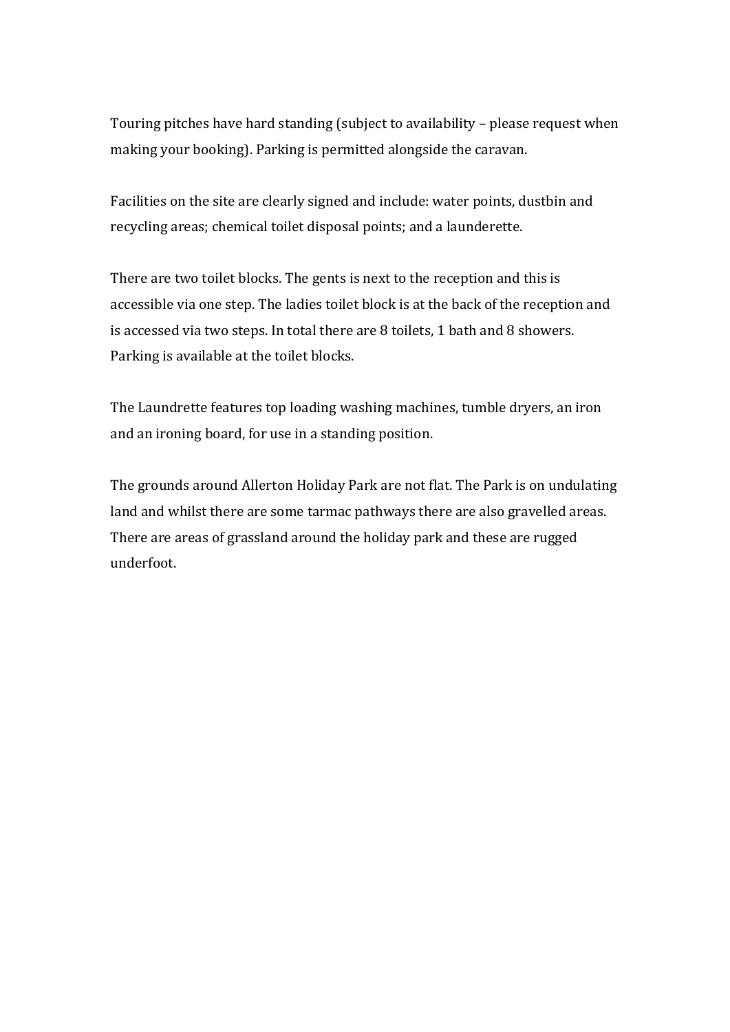Touring pitches have hard standing (subject to availability – please request when making your booking). Parking is permitted alongside the caravan.

Facilities on the site are clearly signed and include: water points, dustbin and recycling areas; chemical toilet disposal points; and a launderette.

There are two toilet blocks. The gents is next to the reception and this is accessible via one step. The ladies toilet block is at the back of the reception and is accessed via two steps. In total there are 8 toilets, 1 bath and 8 showers. Parking is available at the toilet blocks.

The Laundrette features top loading washing machines, tumble dryers, an iron and an ironing board, for use in a standing position.

The grounds around Allerton Holiday Park are not flat. The Park is on undulating land and whilst there are some tarmac pathways there are also gravelled areas. There are areas of grassland around the holiday park and these are rugged underfoot.